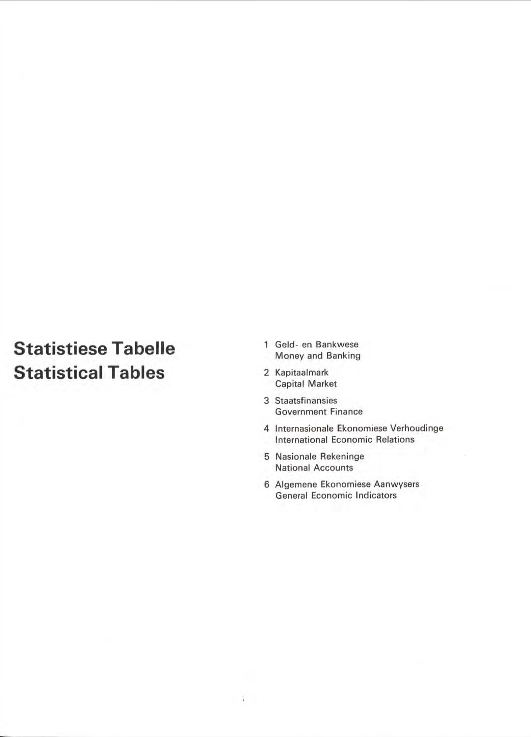# Statistiese Tabelle
# Statistical Tables

1. Geld- en Bankwese
   Money and Banking
2. Kapitaalmark
   Capital Market
3. Staatsfinansies
   Government Finance
4. Internasionale Ekonomiese Verhoudinge
   International Economic Relations
5. Nasionale Rekeninge
   National Accounts
6. Algemene Ekonomiese Aanwysers
   General Economic Indicators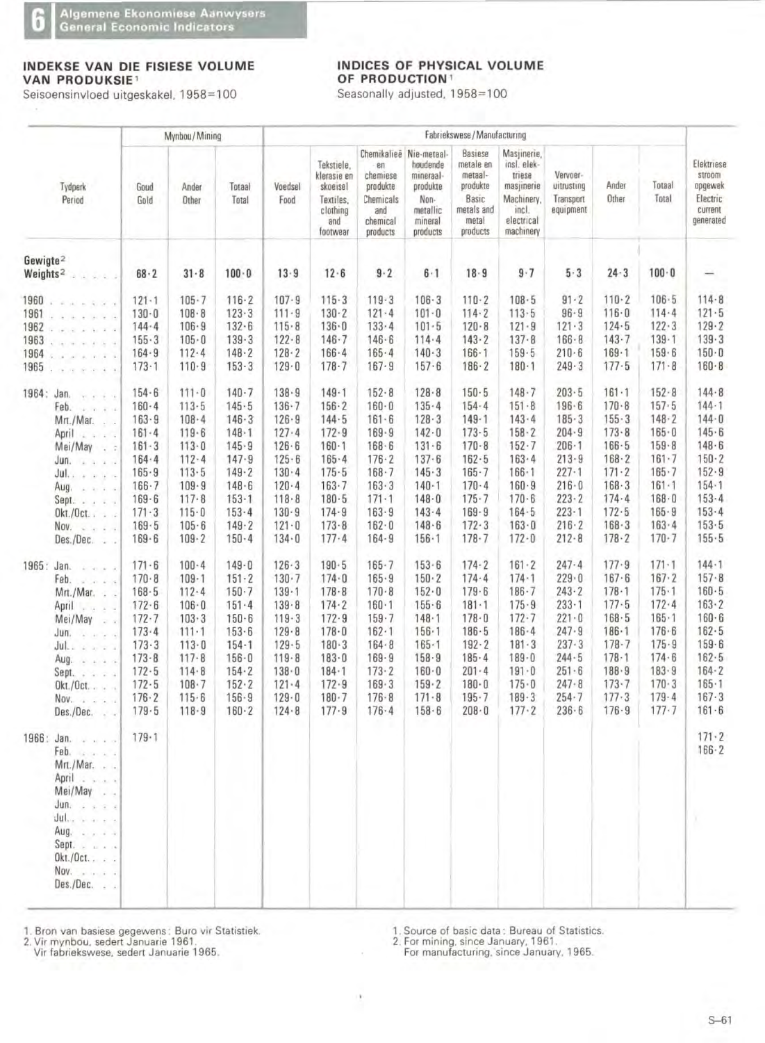## 6 Algemene Ekonomiese Aanwysers / General Economic Indicators

### INDEKSE VAN DIE FISIESE VOLUME VAN PRODUKSIE[1]

Seisoensinvloed uitgeskakel, 1958=100

### INDICES OF PHYSICAL VOLUME OF PRODUCTION[1]

Seasonally adjusted, 1958=100

| Tydperk / Period | Mynbou / Mining | | | Fabriekswese / Manufacturing | | | | | | | | | Elektriese stroom opgewek / Electric current generated |
|---|---|---|---|---|---|---|---|---|---|---|---|---|---|
| | Goud / Gold | Ander / Other | Totaal / Total | Voedsel / Food | Tekstiele, klerasie en skoeisel / Textiles, clothing and footwear | Chemikalieë en chemiese produkte / Chemicals and chemical products | Nie-metaalhoudende mineraalprodukte / Non-metallic mineral products | Basiese metale en metaalprodukte / Basic metals and metal products | Masjinerie, insl. elektriese masjinerie / Machinery, incl. electrical machinery | Vervoeruitrusting / Transport equipment | Ander / Other | Totaal / Total | |
| Gewigte[2] / Weights[2] | 68·2 | 31·8 | 100·0 | 13·9 | 12·6 | 9·2 | 6·1 | 18·9 | 9·7 | 5·3 | 24·3 | 100·0 | — |
| 1960 | 121·1 | 105·7 | 116·2 | 107·9 | 115·3 | 119·3 | 106·3 | 110·2 | 108·5 | 91·2 | 110·2 | 106·5 | 114·8 |
| 1961 | 130·0 | 108·8 | 123·3 | 111·9 | 130·2 | 121·4 | 101·0 | 114·2 | 113·5 | 96·9 | 116·0 | 114·4 | 121·5 |
| 1962 | 144·4 | 106·9 | 132·6 | 115·8 | 136·0 | 133·4 | 101·5 | 120·8 | 121·9 | 121·3 | 124·5 | 122·3 | 129·2 |
| 1963 | 155·3 | 105·0 | 139·3 | 122·8 | 146·7 | 146·6 | 114·4 | 143·2 | 137·8 | 166·8 | 143·7 | 139·1 | 139·3 |
| 1964 | 164·9 | 112·4 | 148·2 | 128·2 | 166·4 | 165·4 | 140·3 | 166·1 | 159·5 | 210·6 | 169·1 | 159·6 | 150·0 |
| 1965 | 173·1 | 110·9 | 153·3 | 129·0 | 178·7 | 167·9 | 157·6 | 186·2 | 180·1 | 249·3 | 177·5 | 171·8 | 160·8 |
| 1964: Jan. | 154·6 | 111·0 | 140·7 | 138·9 | 149·1 | 152·8 | 128·8 | 150·5 | 148·7 | 203·5 | 161·1 | 152·8 | 144·8 |
| Feb. | 160·4 | 113·5 | 145·5 | 136·7 | 156·2 | 160·0 | 135·4 | 154·4 | 151·8 | 196·6 | 170·8 | 157·5 | 144·1 |
| Mrt./Mar. | 163·9 | 108·4 | 146·3 | 126·9 | 144·5 | 161·6 | 128·3 | 149·1 | 143·4 | 185·3 | 155·3 | 148·2 | 144·0 |
| April | 161·4 | 119·6 | 148·1 | 127·4 | 172·9 | 169·9 | 142·0 | 173·5 | 158·2 | 204·9 | 173·8 | 165·0 | 145·6 |
| Mei/May | 161·3 | 113·0 | 145·9 | 126·6 | 160·1 | 168·6 | 131·6 | 170·8 | 152·7 | 206·1 | 166·5 | 159·8 | 148·6 |
| Jun. | 164·4 | 112·4 | 147·9 | 125·6 | 165·4 | 176·2 | 137·6 | 162·5 | 163·4 | 213·9 | 168·2 | 161·7 | 150·2 |
| Jul. | 165·9 | 113·5 | 149·2 | 130·4 | 175·5 | 168·7 | 145·3 | 165·7 | 166·1 | 227·1 | 171·2 | 165·7 | 152·9 |
| Aug. | 166·7 | 109·9 | 148·6 | 120·4 | 163·7 | 163·3 | 140·1 | 170·4 | 160·9 | 216·0 | 168·3 | 161·1 | 154·1 |
| Sept. | 169·6 | 117·8 | 153·1 | 118·8 | 180·5 | 171·1 | 148·0 | 175·7 | 170·6 | 223·2 | 174·4 | 168·0 | 153·4 |
| Okt./Oct. | 171·3 | 115·0 | 153·4 | 130·9 | 174·9 | 163·9 | 143·4 | 169·9 | 164·5 | 223·1 | 172·5 | 165·9 | 153·4 |
| Nov. | 169·5 | 105·6 | 149·2 | 121·0 | 173·8 | 162·0 | 148·6 | 172·3 | 163·0 | 216·2 | 168·3 | 163·4 | 153·5 |
| Des./Dec. | 169·6 | 109·2 | 150·4 | 134·0 | 177·4 | 164·9 | 156·1 | 178·7 | 172·0 | 212·8 | 178·2 | 170·7 | 155·5 |
| 1965: Jan. | 171·6 | 100·4 | 149·0 | 126·3 | 190·5 | 165·7 | 153·6 | 174·2 | 161·2 | 247·4 | 177·9 | 171·1 | 144·1 |
| Feb. | 170·8 | 109·1 | 151·2 | 130·7 | 174·0 | 165·9 | 150·2 | 174·4 | 174·1 | 229·0 | 167·6 | 167·2 | 157·8 |
| Mrt./Mar. | 168·5 | 112·4 | 150·7 | 139·1 | 178·8 | 170·8 | 152·0 | 179·6 | 186·7 | 243·2 | 178·1 | 175·1 | 160·5 |
| April | 172·6 | 106·0 | 151·4 | 139·8 | 174·2 | 160·1 | 155·6 | 181·1 | 175·9 | 233·1 | 177·5 | 172·4 | 163·2 |
| Mei/May | 172·7 | 103·3 | 150·6 | 119·3 | 172·9 | 159·7 | 148·1 | 178·0 | 172·7 | 221·0 | 168·5 | 165·1 | 160·6 |
| Jun. | 173·4 | 111·1 | 153·6 | 129·8 | 178·0 | 162·1 | 156·1 | 186·5 | 186·4 | 247·9 | 186·1 | 176·6 | 162·5 |
| Jul. | 173·3 | 113·0 | 154·1 | 129·5 | 180·3 | 164·8 | 165·1 | 192·2 | 181·3 | 237·3 | 178·7 | 175·9 | 159·6 |
| Aug. | 173·8 | 117·8 | 156·0 | 119·8 | 183·0 | 169·9 | 158·9 | 185·4 | 189·0 | 244·5 | 178·1 | 174·6 | 162·5 |
| Sept. | 172·5 | 114·8 | 154·2 | 138·0 | 184·1 | 173·2 | 160·0 | 201·4 | 191·0 | 251·6 | 188·9 | 183·9 | 164·2 |
| Okt./Oct. | 172·5 | 108·7 | 152·2 | 121·4 | 172·9 | 169·3 | 159·2 | 180·0 | 175·0 | 247·8 | 173·7 | 170·3 | 165·1 |
| Nov. | 176·2 | 115·6 | 156·9 | 129·0 | 180·7 | 176·8 | 171·8 | 195·7 | 189·3 | 254·7 | 177·3 | 179·4 | 167·3 |
| Des./Dec. | 179·5 | 118·9 | 160·2 | 124·8 | 177·9 | 176·4 | 158·6 | 208·0 | 177·2 | 236·6 | 176·9 | 177·7 | 161·6 |
| 1966: Jan. | 179·1 | | | | | | | | | | | | 171·2 |
| Feb. | | | | | | | | | | | | | 166·2 |
| Mrt./Mar. | | | | | | | | | | | | | |
| April | | | | | | | | | | | | | |
| Mei/May | | | | | | | | | | | | | |
| Jun. | | | | | | | | | | | | | |
| Jul. | | | | | | | | | | | | | |
| Aug. | | | | | | | | | | | | | |
| Sept. | | | | | | | | | | | | | |
| Okt./Oct. | | | | | | | | | | | | | |
| Nov. | | | | | | | | | | | | | |
| Des./Dec. | | | | | | | | | | | | | |

1. Bron van basiese gegewens: Buro vir Statistiek.
2. Vir mynbou, sedert Januarie 1961.
 Vir fabriekswese, sedert Januarie 1965.

1. Source of basic data: Bureau of Statistics.
2. For mining, since January, 1961.
 For manufacturing, since January, 1965.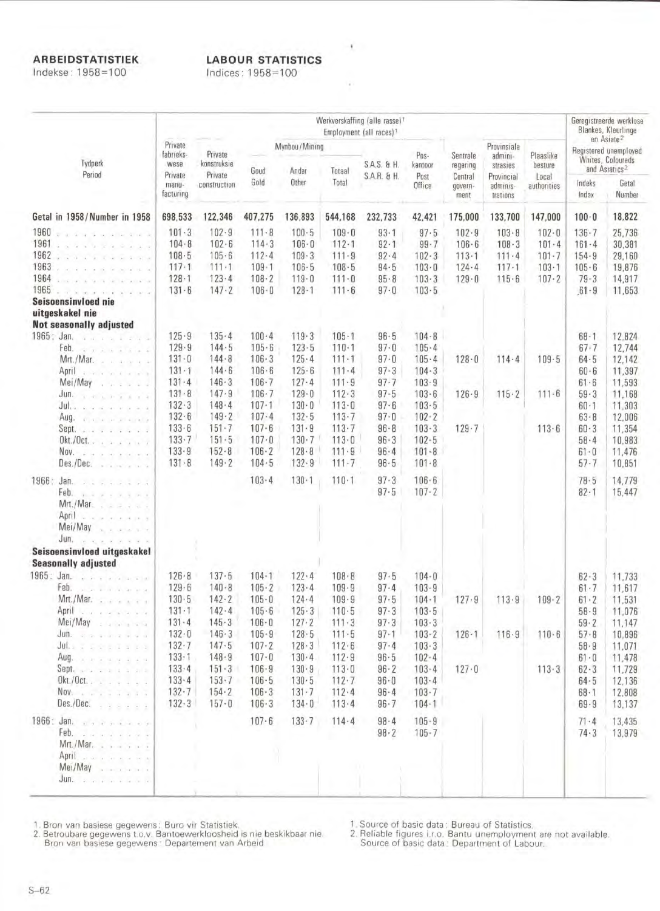**ARBEIDSTATISTIEK**
Indekse: 1958=100

**LABOUR STATISTICS**
Indices: 1958=100

| Tydperk / Period | Werkverskaffing (alle rasse)[1] / Employment (all races)[1] | | | | | | | | | | Geregistreerde werklose Blankes, Kleurlinge en Asiate[2] / Registered unemployed Whites, Coloureds and Asiatics[2] | |
|---|---|---|---|---|---|---|---|---|---|---|---|---|
| | Private fabriekswese / Private manufacturing | Private konstruksie / Private construction | Mynbou/Mining | | | S.A.S. & H. / S.A.R. & H. | Poskantoor / Post Office | Sentrale regering / Central government | Provinsiale administrasies / Provincial administrations | Plaaslike besture / Local authorities | Indeks / Index | Getal / Number |
| | | | Goud / Gold | Ander / Other | Totaal / Total | | | | | | | |
| **Getal in 1958/Number in 1958** | **698,533** | **122,346** | **407,275** | **136,893** | **544,168** | **232,733** | **42,421** | **175,000** | **133,700** | **147,000** | **100·0** | **18,822** |
| 1960 | 101·3 | 102·9 | 111·8 | 100·5 | 109·0 | 93·1 | 97·5 | 102·9 | 103·8 | 102·0 | 136·7 | 25,736 |
| 1961 | 104·8 | 102·6 | 114·3 | 106·0 | 112·1 | 92·1 | 99·7 | 106·6 | 108·3 | 101·4 | 161·4 | 30,381 |
| 1962 | 108·5 | 105·6 | 112·4 | 109·3 | 111·9 | 92·4 | 102·3 | 113·1 | 111·4 | 101·7 | 154·9 | 29,160 |
| 1963 | 117·1 | 111·1 | 109·1 | 106·5 | 108·5 | 94·5 | 103·0 | 124·4 | 117·1 | 103·1 | 105·6 | 19,876 |
| 1964 | 128·1 | 123·4 | 108·2 | 119·0 | 111·0 | 95·8 | 103·3 | 129·0 | 115·6 | 107·2 | 79·3 | 14,917 |
| 1965 | 131·6 | 147·2 | 106·0 | 128·1 | 111·6 | 97·0 | 103·5 | | | | 61·9 | 11,653 |
| **Seisoensinvloed nie uitgeskakel nie / Not seasonally adjusted** | | | | | | | | | | | | |
| 1965: Jan. | 125·9 | 135·4 | 100·4 | 119·3 | 105·1 | 96·5 | 104·8 | | | | 68·1 | 12,824 |
| Feb. | 129·9 | 144·5 | 105·6 | 123·5 | 110·1 | 97·0 | 105·4 | | | | 67·7 | 12,744 |
| Mrt./Mar. | 131·0 | 144·8 | 106·3 | 125·4 | 111·1 | 97·0 | 105·4 | 128·0 | 114·4 | 109·5 | 64·5 | 12,142 |
| April | 131·1 | 144·6 | 106·6 | 125·6 | 111·4 | 97·3 | 104·3 | | | | 60·6 | 11,397 |
| Mei/May | 131·4 | 146·3 | 106·7 | 127·4 | 111·9 | 97·7 | 103·9 | | | | 61·6 | 11,593 |
| Jun. | 131·8 | 147·9 | 106·7 | 129·0 | 112·3 | 97·5 | 103·6 | 126·9 | 115·2 | 111·6 | 59·3 | 11,168 |
| Jul. | 132·3 | 148·4 | 107·1 | 130·0 | 113·0 | 97·6 | 103·5 | | | | 60·1 | 11,303 |
| Aug. | 132·6 | 149·2 | 107·4 | 132·5 | 113·7 | 97·0 | 102·2 | | | | 63·8 | 12,006 |
| Sept. | 133·6 | 151·7 | 107·6 | 131·9 | 113·7 | 96·8 | 103·3 | 129·7 | | 113·6 | 60·3 | 11,354 |
| Okt./Oct. | 133·7 | 151·5 | 107·0 | 130·7 | 113·0 | 96·3 | 102·5 | | | | 58·4 | 10,983 |
| Nov. | 133·9 | 152·8 | 106·2 | 128·8 | 111·9 | 96·4 | 101·8 | | | | 61·0 | 11,476 |
| Des./Dec. | 131·8 | 149·2 | 104·5 | 132·9 | 111·7 | 96·5 | 101·8 | | | | 57·7 | 10,851 |
| 1966: Jan. | | | 103·4 | 130·1 | 110·1 | 97·3 | 106·6 | | | | 78·5 | 14,779 |
| Feb. | | | | | | 97·5 | 107·2 | | | | 82·1 | 15,447 |
| Mrt./Mar. | | | | | | | | | | | | |
| April | | | | | | | | | | | | |
| Mei/May | | | | | | | | | | | | |
| Jun. | | | | | | | | | | | | |
| **Seisoensinvloed uitgeskakel / Seasonally adjusted** | | | | | | | | | | | | |
| 1965: Jan. | 126·8 | 137·5 | 104·1 | 122·4 | 108·8 | 97·5 | 104·0 | | | | 62·3 | 11,733 |
| Feb. | 129·6 | 140·8 | 105·2 | 123·4 | 109·9 | 97·4 | 103·9 | | | | 61·7 | 11,617 |
| Mrt./Mar. | 130·5 | 142·2 | 105·0 | 124·4 | 109·9 | 97·5 | 104·1 | 127·9 | 113·9 | 109·2 | 61·2 | 11,531 |
| April | 131·1 | 142·4 | 105·6 | 125·3 | 110·5 | 97·3 | 103·5 | | | | 58·9 | 11,076 |
| Mei/May | 131·4 | 145·3 | 106·0 | 127·2 | 111·3 | 97·3 | 103·3 | | | | 59·2 | 11,147 |
| Jun. | 132·0 | 146·3 | 105·9 | 128·5 | 111·5 | 97·1 | 103·2 | 126·1 | 116·9 | 110·6 | 57·8 | 10,896 |
| Jul. | 132·7 | 147·5 | 107·2 | 128·3 | 112·6 | 97·4 | 103·3 | | | | 58·9 | 11,071 |
| Aug. | 133·1 | 148·9 | 107·0 | 130·4 | 112·9 | 96·5 | 102·4 | | | | 61·0 | 11,478 |
| Sept. | 133·4 | 151·3 | 106·9 | 130·9 | 113·0 | 96·2 | 103·4 | 127·0 | | 113·3 | 62·3 | 11,729 |
| Okt./Oct. | 133·4 | 153·7 | 106·5 | 130·5 | 112·7 | 96·0 | 103·4 | | | | 64·5 | 12,136 |
| Nov. | 132·7 | 154·2 | 106·3 | 131·7 | 112·4 | 96·4 | 103·7 | | | | 68·1 | 12,808 |
| Des./Dec. | 132·3 | 157·0 | 106·3 | 134·0 | 113·4 | 96·7 | 104·1 | | | | 69·9 | 13,137 |
| 1966: Jan. | | | 107·6 | 133·7 | 114·4 | 98·4 | 105·9 | | | | 71·4 | 13,435 |
| Feb. | | | | | | 98·2 | 105·7 | | | | 74·3 | 13,979 |
| Mrt./Mar. | | | | | | | | | | | | |
| April | | | | | | | | | | | | |
| Mei/May | | | | | | | | | | | | |
| Jun. | | | | | | | | | | | | |

1. Bron van basiese gegewens: Buro vir Statistiek.
2. Betroubare gegewens t.o.v. Bantoewerkloosheid is nie beskikbaar nie. Bron van basiese gegewens: Departement van Arbeid

1. Source of basic data: Bureau of Statistics.
2. Reliable figures i.r.o. Bantu unemployment are not available. Source of basic data: Department of Labour.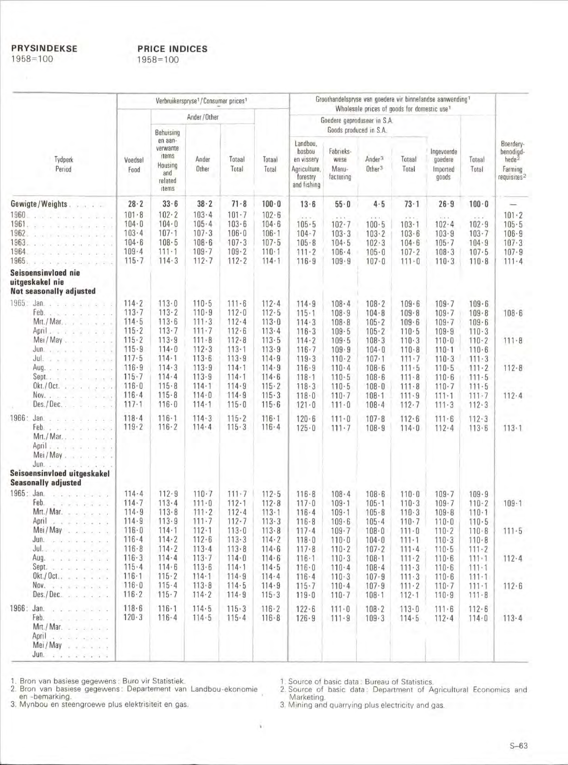**PRYSINDEKSE**
1958=100

**PRICE INDICES**
1958=100

| Tydperk / Period | Verbruikerspryse[1] / Consumer prices[1] | | | | | Groothandelspryse van goedere vir binnelandse aanwending[1] / Wholesale prices of goods for domestic use[1] | | | | | | Boerdery-benodigdhede[2] / Farming requisites[2] |
|---|---|---|---|---|---|---|---|---|---|---|---|---|
| | | Ander / Other | | | | Goedere geproduseer in S.A. / Goods produced in S.A. | | | | | | |
| | Voedsel / Food | Behuising en aanverwante items / Housing and related items | Ander / Other | Totaal / Total | Totaal / Total | Landbou, bosbou en vissery / Agriculture, forestry and fishing | Fabrieks-wese / Manufacturing | Ander[3] / Other[3] | Totaal / Total | Ingevoerde goedere / Imported goods | Totaal / Total | |
| **Gewigte / Weights** | 28·2 | 33·6 | 38·2 | 71·8 | 100·0 | 13·6 | 55·0 | 4·5 | 73·1 | 26·9 | 100·0 | — |
| 1960 | 101·8 | 102·2 | 103·4 | 101·7 | 102·6 | ... | ... | ... | ... | ... | ... | 101·2 |
| 1961 | 104·0 | 104·0 | 105·4 | 103·6 | 104·6 | 105·5 | 102·7 | 100·5 | 103·1 | 102·4 | 102·9 | 105·5 |
| 1962 | 103·4 | 107·1 | 107·3 | 106·0 | 106·1 | 104·7 | 103·3 | 103·2 | 103·6 | 103·9 | 103·7 | 106·9 |
| 1963 | 104·6 | 108·5 | 108·6 | 107·3 | 107·5 | 105·8 | 104·5 | 102·3 | 104·6 | 105·7 | 104·9 | 107·3 |
| 1964 | 109·4 | 111·1 | 109·7 | 109·2 | 110·1 | 111·2 | 106·4 | 105·0 | 107·2 | 108·3 | 107·5 | 107·9 |
| 1965 | 115·7 | 114·3 | 112·7 | 112·2 | 114·1 | 116·9 | 109·9 | 107·0 | 111·0 | 110·3 | 110·8 | 111·4 |
| **Seisoensinvloed nie uitgeskakel nie / Not seasonally adjusted** | | | | | | | | | | | | |
| 1965: Jan. | 114·2 | 113·0 | 110·5 | 111·6 | 112·4 | 114·9 | 108·4 | 108·2 | 109·6 | 109·7 | 109·6 | |
| Feb. | 113·7 | 113·2 | 110·9 | 112·0 | 112·5 | 115·1 | 108·9 | 104·8 | 109·8 | 109·7 | 109·8 | 108·6 |
| Mrt./Mar. | 114·5 | 113·6 | 111·3 | 112·4 | 113·0 | 114·3 | 108·8 | 105·2 | 109·6 | 109·7 | 109·6 | |
| April | 115·2 | 113·7 | 111·7 | 112·6 | 113·4 | 116·3 | 109·5 | 105·2 | 110·5 | 109·9 | 110·3 | |
| Mei/May | 115·2 | 113·9 | 111·8 | 112·8 | 113·5 | 114·2 | 109·5 | 108·3 | 110·3 | 110·0 | 110·2 | 111·8 |
| Jun. | 115·9 | 114·0 | 112·3 | 113·1 | 113·9 | 116·7 | 109·9 | 104·0 | 110·8 | 110·1 | 110·6 | |
| Jul. | 117·5 | 114·1 | 113·6 | 113·9 | 114·9 | 119·3 | 110·2 | 107·1 | 111·7 | 110·3 | 111·3 | |
| Aug. | 116·9 | 114·3 | 113·9 | 114·1 | 114·9 | 116·9 | 110·4 | 108·6 | 111·5 | 110·5 | 111·2 | 112·8 |
| Sept. | 115·7 | 114·4 | 113·9 | 114·1 | 114·6 | 118·1 | 110·5 | 108·6 | 111·8 | 110·6 | 111·5 | |
| Okt./Oct. | 116·0 | 115·8 | 114·1 | 114·9 | 115·2 | 118·3 | 110·5 | 108·0 | 111·8 | 110·7 | 111·5 | |
| Nov. | 116·4 | 115·8 | 114·0 | 114·9 | 115·3 | 118·0 | 110·7 | 108·1 | 111·9 | 111·1 | 111·7 | 112·4 |
| Des./Dec. | 117·1 | 116·0 | 114·1 | 115·0 | 115·6 | 121·0 | 111·0 | 108·4 | 112·7 | 111·3 | 112·3 | |
| 1966: Jan. | 118·4 | 116·1 | 114·3 | 115·2 | 116·1 | 120·6 | 111·0 | 107·8 | 112·6 | 111·6 | 112·3 | |
| Feb. | 119·2 | 116·2 | 114·4 | 115·3 | 116·4 | 125·0 | 111·7 | 108·9 | 114·0 | 112·4 | 113·6 | 113·1 |
| Mrt./Mar. | | | | | | | | | | | | |
| April | | | | | | | | | | | | |
| Mei/May | | | | | | | | | | | | |
| Jun. | | | | | | | | | | | | |
| **Seisoensinvloed uitgeskakel / Seasonally adjusted** | | | | | | | | | | | | |
| 1965: Jan. | 114·4 | 112·9 | 110·7 | 111·7 | 112·5 | 116·8 | 108·4 | 108·6 | 110·0 | 109·7 | 109·9 | |
| Feb. | 114·7 | 113·4 | 111·0 | 112·1 | 112·8 | 117·0 | 109·1 | 105·1 | 110·3 | 109·7 | 110·2 | 109·1 |
| Mrt./Mar. | 114·9 | 113·8 | 111·2 | 112·4 | 113·1 | 116·4 | 109·1 | 105·8 | 110·3 | 109·8 | 110·1 | |
| April | 114·9 | 113·9 | 111·7 | 112·7 | 113·3 | 116·8 | 109·6 | 105·4 | 110·7 | 110·0 | 110·5 | |
| Mei/May | 116·0 | 114·1 | 112·1 | 113·0 | 113·8 | 117·4 | 109·7 | 108·0 | 111·0 | 110·2 | 110·8 | 111·5 |
| Jun. | 116·4 | 114·2 | 112·6 | 113·3 | 114·2 | 118·0 | 110·0 | 104·0 | 111·1 | 110·3 | 110·8 | |
| Jul. | 116·8 | 114·2 | 113·4 | 113·8 | 114·6 | 117·8 | 110·2 | 107·2 | 111·4 | 110·5 | 111·2 | |
| Aug. | 116·3 | 114·4 | 113·7 | 114·0 | 114·6 | 116·1 | 110·3 | 108·1 | 111·2 | 110·6 | 111·1 | 112·4 |
| Sept. | 115·4 | 114·6 | 113·6 | 114·1 | 114·5 | 116·0 | 110·4 | 108·4 | 111·3 | 110·6 | 111·1 | |
| Okt./Oct. | 116·1 | 115·2 | 114·1 | 114·9 | 114·4 | 116·4 | 110·3 | 107·9 | 111·3 | 110·6 | 111·1 | |
| Nov. | 116·0 | 115·4 | 113·8 | 114·5 | 114·9 | 115·7 | 110·4 | 107·9 | 111·2 | 110·7 | 111·1 | 112·6 |
| Des./Dec. | 116·2 | 115·7 | 114·2 | 114·9 | 115·3 | 119·0 | 110·7 | 108·1 | 112·1 | 110·9 | 111·8 | |
| 1966: Jan. | 118·6 | 116·1 | 114·5 | 115·3 | 116·2 | 122·6 | 111·0 | 108·2 | 113·0 | 111·6 | 112·6 | |
| Feb. | 120·3 | 116·4 | 114·5 | 115·4 | 116·8 | 126·9 | 111·9 | 109·3 | 114·5 | 112·4 | 114·0 | 113·4 |
| Mrt./Mar. | | | | | | | | | | | | |
| April | | | | | | | | | | | | |
| Mei/May | | | | | | | | | | | | |
| Jun. | | | | | | | | | | | | |

1. Bron van basiese gegewens: Buro vir Statistiek.
2. Bron van basiese gegewens: Departement van Landbou-ekonomie en -bemarking.
3. Mynbou en steengroewe plus elektrisiteit en gas.

1. Source of basic data: Bureau of Statistics.
2. Source of basic data: Department of Agricultural Economics and Marketing.
3. Mining and quarrying plus electricity and gas.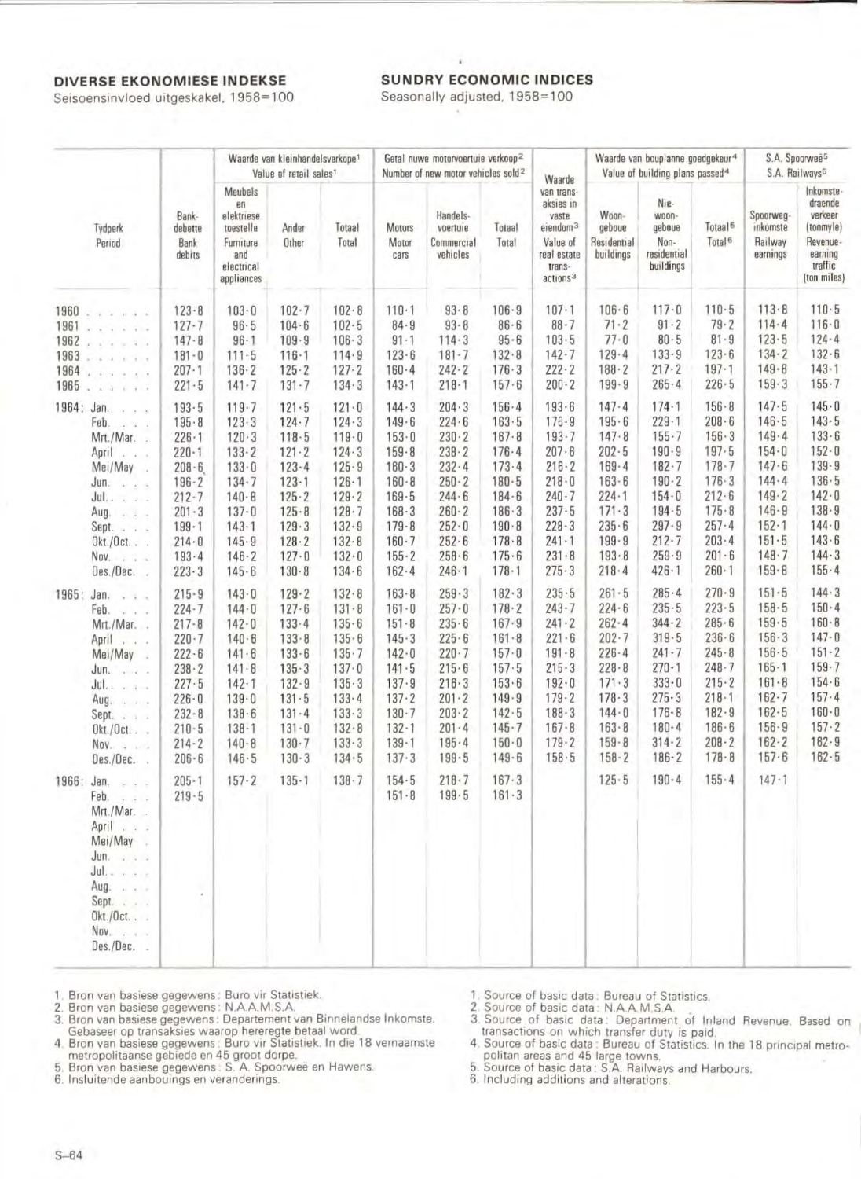**DIVERSE EKONOMIESE INDEKSE**
Seisoensinvloed uitgeskakel, 1958=100

**SUNDRY ECONOMIC INDICES**
Seasonally adjusted, 1958=100

| Tydperk Period | Bank-debette Bank debits | Waarde van kleinhandelsverkope[1] Value of retail sales[1] | | | Getal nuwe motorvoertuie verkoop[2] Number of new motor vehicles sold[2] | | | Waarde van transaksies in vaste eiendom[3] Value of real estate transactions[3] | Waarde van bouplanne goedgekeur[4] Value of building plans passed[4] | | | S.A. Spoorweë[5] S.A. Railways[5] | |
|---|---|---|---|---|---|---|---|---|---|---|---|---|---|
| | | Meubels en elektriese toestelle Furniture and electrical appliances | Ander Other | Totaal Total | Motors Motor cars | Handelsvoertuie Commercial vehicles | Totaal Total | | Woongeboue Residential buildings | Nie-woongeboue Non-residential buildings | Totaal[6] Total[6] | Spoorweginkomste Railway earnings | Inkomstedraende verkeer (tonmyle) Revenue-earning traffic (ton miles) |
| 1960 | 123·8 | 103·0 | 102·7 | 102·8 | 110·1 | 93·8 | 106·9 | 107·1 | 106·6 | 117·0 | 110·5 | 113·8 | 110·5 |
| 1961 | 127·7 | 96·5 | 104·6 | 102·5 | 84·9 | 93·8 | 86·6 | 88·7 | 71·2 | 91·2 | 79·2 | 114·4 | 116·0 |
| 1962 | 147·8 | 96·1 | 109·9 | 106·3 | 91·1 | 114·3 | 95·6 | 103·5 | 77·0 | 80·5 | 81·9 | 123·5 | 124·4 |
| 1963 | 181·0 | 111·5 | 116·1 | 114·9 | 123·6 | 181·7 | 132·8 | 142·7 | 129·4 | 133·9 | 123·6 | 134·2 | 132·6 |
| 1964 | 207·1 | 136·2 | 125·2 | 127·2 | 160·4 | 242·2 | 176·3 | 222·2 | 188·2 | 217·2 | 197·1 | 149·8 | 143·1 |
| 1965 | 221·5 | 141·7 | 131·7 | 134·3 | 143·1 | 218·1 | 157·6 | 200·2 | 199·9 | 265·4 | 226·5 | 159·3 | 155·7 |
| 1964: Jan. | 193·5 | 119·7 | 121·5 | 121·0 | 144·3 | 204·3 | 156·4 | 193·6 | 147·4 | 174·1 | 156·8 | 147·5 | 145·0 |
| Feb. | 195·8 | 123·3 | 124·7 | 124·3 | 149·6 | 224·6 | 163·5 | 176·9 | 195·6 | 229·1 | 208·6 | 146·5 | 143·5 |
| Mrt./Mar. | 226·1 | 120·3 | 118·5 | 119·0 | 153·0 | 230·2 | 167·8 | 193·7 | 147·8 | 155·7 | 156·3 | 149·4 | 133·6 |
| April | 220·1 | 133·2 | 121·2 | 124·3 | 159·8 | 238·2 | 176·4 | 207·6 | 202·5 | 190·9 | 197·5 | 154·0 | 152·0 |
| Mei/May | 208·6 | 133·0 | 123·4 | 125·9 | 160·3 | 232·4 | 173·4 | 216·2 | 169·4 | 182·7 | 178·7 | 147·6 | 139·9 |
| Jun. | 196·2 | 134·7 | 123·1 | 126·1 | 160·8 | 250·2 | 180·5 | 218·0 | 163·6 | 190·2 | 176·3 | 144·4 | 136·5 |
| Jul. | 212·7 | 140·8 | 125·2 | 129·2 | 169·5 | 244·6 | 184·6 | 240·7 | 224·1 | 154·0 | 212·6 | 149·2 | 142·0 |
| Aug. | 201·3 | 137·0 | 125·8 | 128·7 | 168·3 | 260·2 | 186·3 | 237·5 | 171·3 | 194·5 | 175·8 | 146·9 | 138·9 |
| Sept. | 199·1 | 143·1 | 129·3 | 132·9 | 179·8 | 252·0 | 190·8 | 228·3 | 235·6 | 297·9 | 257·4 | 152·1 | 144·0 |
| Okt./Oct. | 214·0 | 145·9 | 128·2 | 132·8 | 160·7 | 252·6 | 178·8 | 241·1 | 199·9 | 212·7 | 203·4 | 151·5 | 143·6 |
| Nov. | 193·4 | 146·2 | 127·0 | 132·0 | 155·2 | 258·6 | 175·6 | 231·8 | 193·8 | 259·9 | 201·6 | 148·7 | 144·3 |
| Des./Dec. | 223·3 | 145·6 | 130·8 | 134·6 | 162·4 | 246·1 | 178·1 | 275·3 | 218·4 | 426·1 | 260·1 | 159·8 | 155·4 |
| 1965: Jan. | 215·9 | 143·0 | 129·2 | 132·8 | 163·8 | 259·3 | 182·3 | 235·5 | 261·5 | 285·4 | 270·9 | 151·5 | 144·3 |
| Feb. | 224·7 | 144·0 | 127·6 | 131·8 | 161·0 | 257·0 | 178·2 | 243·7 | 224·6 | 235·5 | 223·5 | 158·5 | 150·4 |
| Mrt./Mar. | 217·8 | 142·0 | 133·4 | 135·6 | 151·8 | 235·6 | 167·9 | 241·2 | 262·4 | 344·2 | 285·6 | 159·5 | 160·8 |
| April | 220·7 | 140·6 | 133·8 | 135·6 | 145·3 | 225·6 | 161·8 | 221·6 | 202·7 | 319·5 | 236·6 | 156·3 | 147·0 |
| Mei/May | 222·6 | 141·6 | 133·6 | 135·7 | 142·0 | 220·7 | 157·0 | 191·8 | 226·4 | 241·7 | 245·8 | 156·5 | 151·2 |
| Jun. | 238·2 | 141·8 | 135·3 | 137·0 | 141·5 | 215·6 | 157·5 | 215·3 | 228·8 | 270·1 | 248·7 | 165·1 | 159·7 |
| Jul. | 227·5 | 142·1 | 132·9 | 135·3 | 137·9 | 216·3 | 153·6 | 192·0 | 171·3 | 333·0 | 215·2 | 161·8 | 154·6 |
| Aug. | 226·0 | 139·0 | 131·5 | 133·4 | 137·2 | 201·2 | 149·9 | 179·2 | 178·3 | 275·3 | 218·1 | 162·7 | 157·4 |
| Sept. | 232·8 | 138·6 | 131·4 | 133·3 | 130·7 | 203·2 | 142·5 | 188·3 | 144·0 | 176·8 | 182·9 | 162·5 | 160·0 |
| Okt./Oct. | 210·5 | 138·1 | 131·0 | 132·8 | 132·1 | 201·4 | 145·7 | 167·8 | 163·8 | 180·4 | 186·6 | 156·9 | 157·2 |
| Nov. | 214·2 | 140·8 | 130·7 | 133·3 | 139·1 | 195·4 | 150·0 | 179·2 | 159·8 | 314·2 | 208·2 | 162·2 | 162·9 |
| Des./Dec. | 206·6 | 146·5 | 130·3 | 134·5 | 137·3 | 199·5 | 149·6 | 158·5 | 158·2 | 186·2 | 178·8 | 157·6 | 162·5 |
| 1966: Jan. | 205·1 | 157·2 | 135·1 | 138·7 | 154·5 | 218·7 | 167·3 | | 125·5 | 190·4 | 155·4 | 147·1 | |
| Feb. | 219·5 | | | | 151·8 | 199·5 | 161·3 | | | | | | |
| Mrt./Mar. | | | | | | | | | | | | | |
| April | | | | | | | | | | | | | |
| Mei/May | | | | | | | | | | | | | |
| Jun. | | | | | | | | | | | | | |
| Jul. | | | | | | | | | | | | | |
| Aug. | | | | | | | | | | | | | |
| Sept. | | | | | | | | | | | | | |
| Okt./Oct. | | | | | | | | | | | | | |
| Nov. | | | | | | | | | | | | | |
| Des./Dec. | | | | | | | | | | | | | |

1. Bron van basiese gegewens: Buro vir Statistiek.
2. Bron van basiese gegewens: N.A.A.M.S.A.
3. Bron van basiese gegewens: Departement van Binnelandse Inkomste. Gebaseer op transaksies waarop hereregte betaal word.
4. Bron van basiese gegewens: Buro vir Statistiek. In die 18 vernaamste metropolitaanse gebiede en 45 groot dorpe.
5. Bron van basiese gegewens: S. A. Spoorweë en Hawens.
6. Insluitende aanbouings en veranderings.

1. Source of basic data: Bureau of Statistics.
2. Source of basic data: N.A.A.M.S.A.
3. Source of basic data: Department of Inland Revenue. Based on transactions on which transfer duty is paid.
4. Source of basic data: Bureau of Statistics. In the 18 principal metropolitan areas and 45 large towns.
5. Source of basic data: S.A. Railways and Harbours.
6. Including additions and alterations.